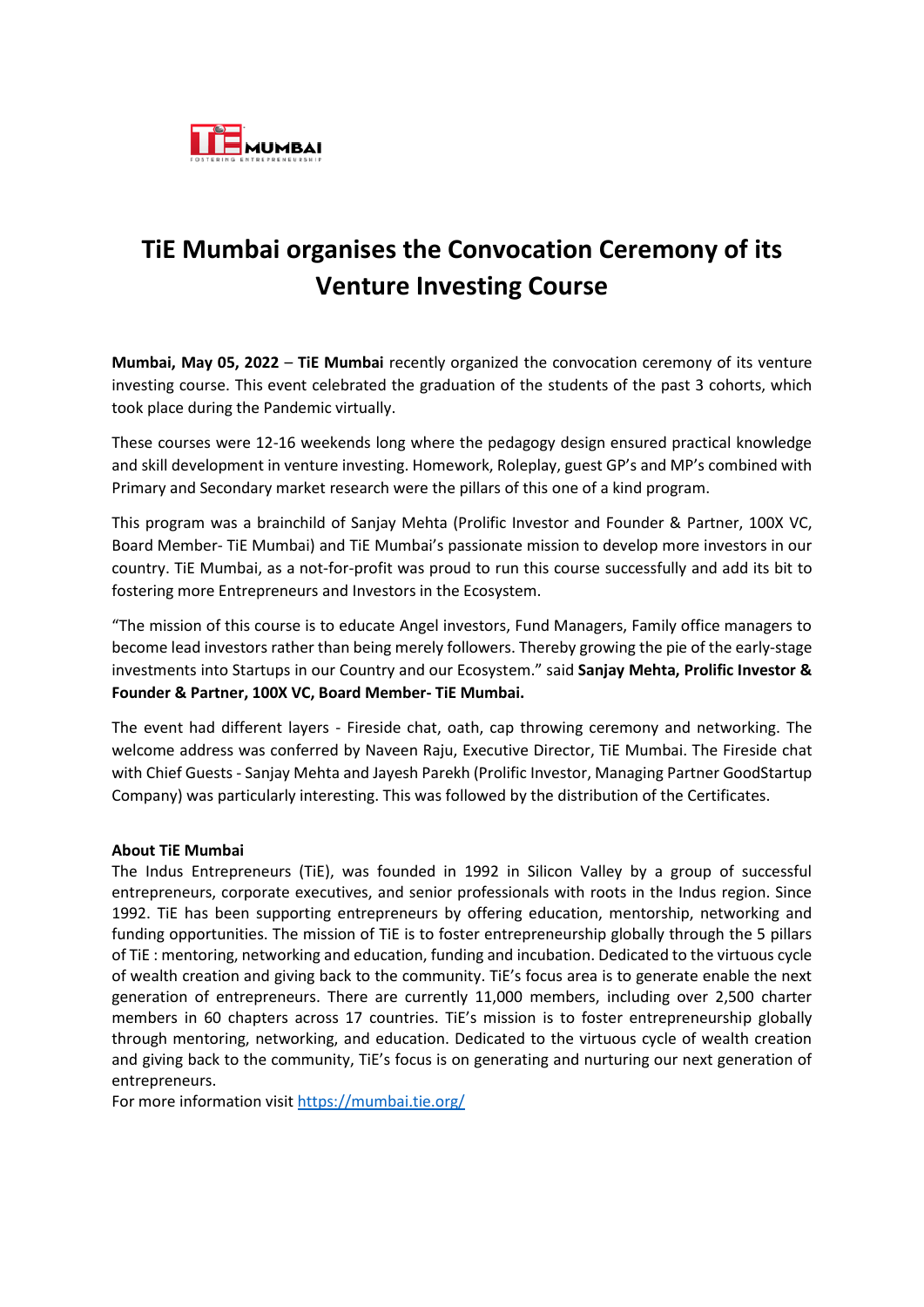# TiE Mumbai organises the Convocation Ceremony of its Venture Investing Course

**Mumbai, May 05, 2022** – **TiE Mumbai** recently organized the convocation ceremony of its venture investing course. This event celebrated the graduation of the students of the past 3 cohorts, which took place during the Pandemic virtually.

These courses were 12-16 weekends long where the pedagogy design ensured practical knowledge and skill development in venture investing. Homework, Roleplay, guest GP's and MP's combined with Primary and Secondary market research were the pillars of this one of a kind program.

This program was a brainchild of Sanjay Mehta (Prolific Investor and Founder & Partner, 100X VC, Board Member- TiE Mumbai) and TiE Mumbai's passionate mission to develop more investors in our country. TiE Mumbai, as a not-for-profit was proud to run this course successfully and add its bit to fostering more Entrepreneurs and Investors in the Ecosystem.

"The mission of this course is to educate Angel investors, Fund Managers, Family office managers to become lead investors rather than being merely followers. Thereby growing the pie of the early-stage investments into Startups in our Country and our Ecosystem." said **Sanjay Mehta, Prolific Investor & Founder & Partner, 100X VC, Board Member- TiE Mumbai.**

The event had different layers - Fireside chat, oath, cap throwing ceremony and networking. The welcome address was conferred by Naveen Raju, Executive Director, TiE Mumbai. The Fireside chat with Chief Guests - Sanjay Mehta and Jayesh Parekh (Prolific Investor, Managing Partner GoodStartup Company) was particularly interesting. This was followed by the distribution of the Certificates.

**About TiE Mumbai**

The Indus Entrepreneurs (TiE), was founded in 1992 in Silicon Valley by a group of successful entrepreneurs, corporate executives, and senior professionals with roots in the Indus region. Since 1992. TiE has been supporting entrepreneurs by offering education, mentorship, networking and funding opportunities. The mission of TiE is to foster entrepreneurship globally through the 5 pillars of TiE : mentoring, networking and education, funding and incubation. Dedicated to the virtuous cycle of wealth creation and giving back to the community. TiE's focus area is to generate enable the next generation of entrepreneurs. There are currently 11,000 members, including over 2,500 charter members in 60 chapters across 17 countries. TiE's mission is to foster entrepreneurship globally through mentoring, networking, and education. Dedicated to the virtuous cycle of wealth creation and giving back to the community, TiE's focus is on generating and nurturing our next generation of entrepreneurs.

For more information visit https://mumbai.tie.org/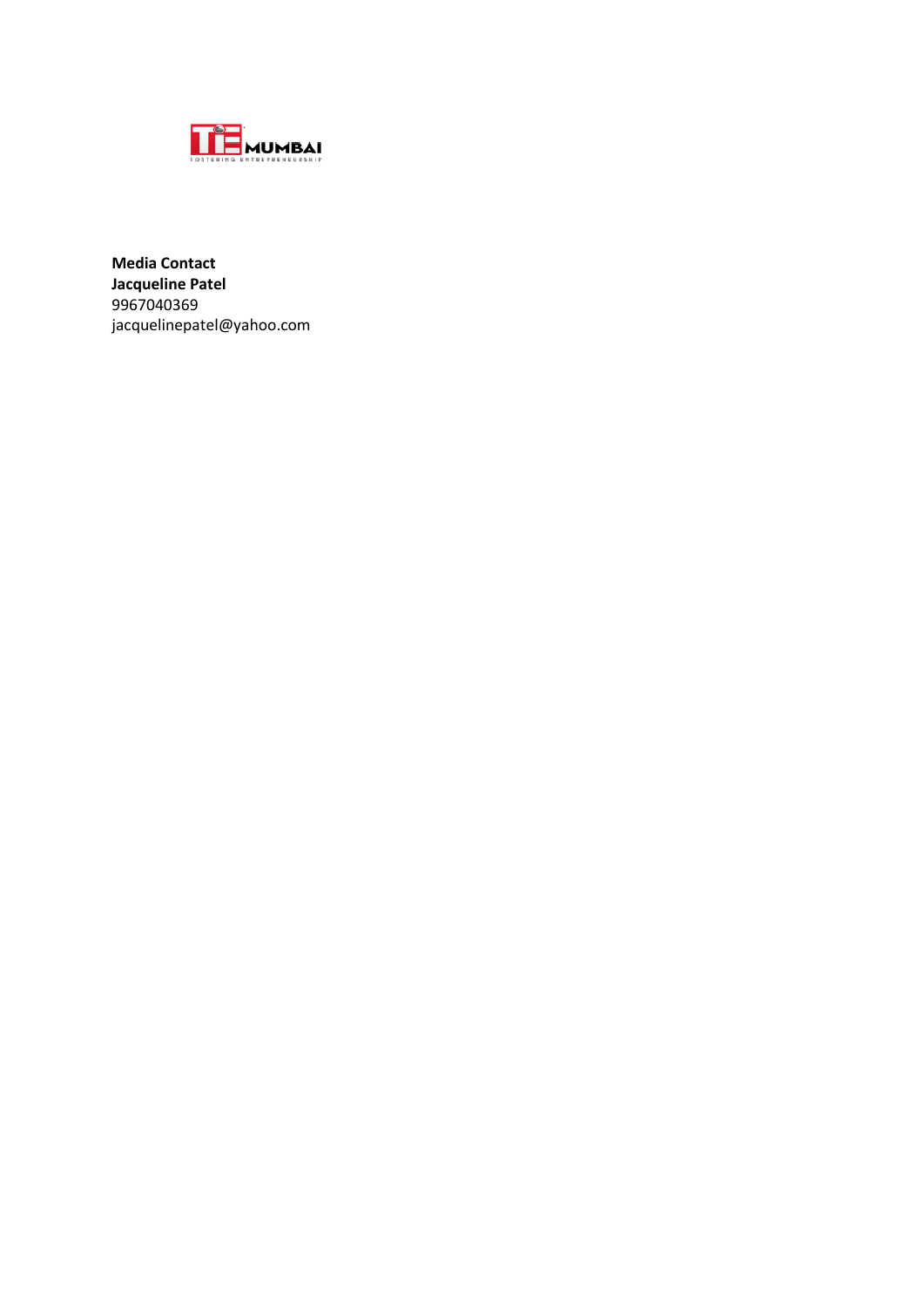**Media Contact**
**Jacqueline Patel**
9967040369
jacquelinepatel@yahoo.com